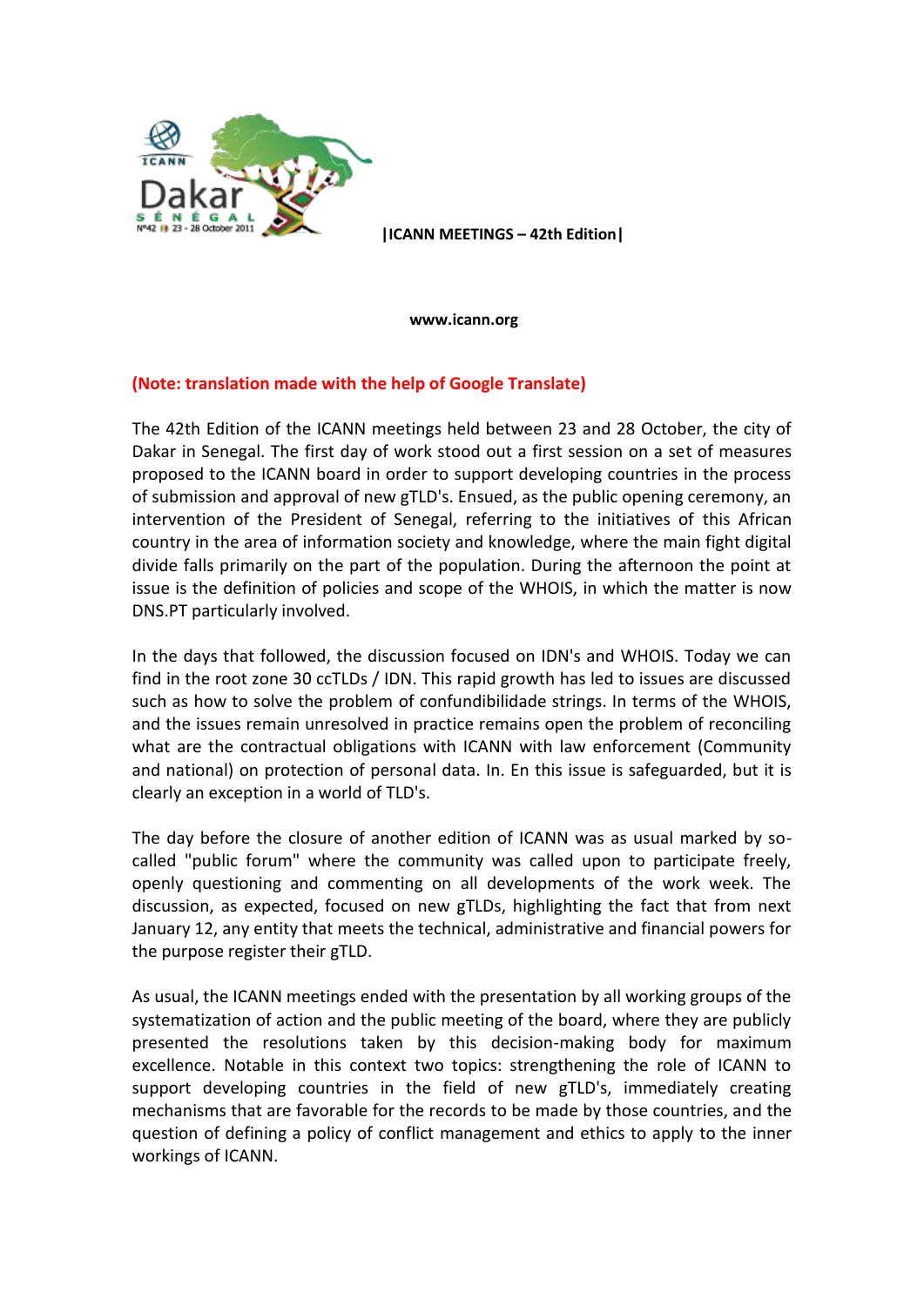**|ICANN MEETINGS – 42th Edition|**

**www.icann.org**

**(Note: translation made with the help of Google Translate)**

The 42th Edition of the ICANN meetings held between 23 and 28 October, the city of Dakar in Senegal. The first day of work stood out a first session on a set of measures proposed to the ICANN board in order to support developing countries in the process of submission and approval of new gTLD's. Ensued, as the public opening ceremony, an intervention of the President of Senegal, referring to the initiatives of this African country in the area of information society and knowledge, where the main fight digital divide falls primarily on the part of the population. During the afternoon the point at issue is the definition of policies and scope of the WHOIS, in which the matter is now DNS.PT particularly involved.

In the days that followed, the discussion focused on IDN's and WHOIS. Today we can find in the root zone 30 ccTLDs / IDN. This rapid growth has led to issues are discussed such as how to solve the problem of confundibilidade strings. In terms of the WHOIS, and the issues remain unresolved in practice remains open the problem of reconciling what are the contractual obligations with ICANN with law enforcement (Community and national) on protection of personal data. In. En this issue is safeguarded, but it is clearly an exception in a world of TLD's.

The day before the closure of another edition of ICANN was as usual marked by so-called "public forum" where the community was called upon to participate freely, openly questioning and commenting on all developments of the work week. The discussion, as expected, focused on new gTLDs, highlighting the fact that from next January 12, any entity that meets the technical, administrative and financial powers for the purpose register their gTLD.

As usual, the ICANN meetings ended with the presentation by all working groups of the systematization of action and the public meeting of the board, where they are publicly presented the resolutions taken by this decision-making body for maximum excellence. Notable in this context two topics: strengthening the role of ICANN to support developing countries in the field of new gTLD's, immediately creating mechanisms that are favorable for the records to be made by those countries, and the question of defining a policy of conflict management and ethics to apply to the inner workings of ICANN.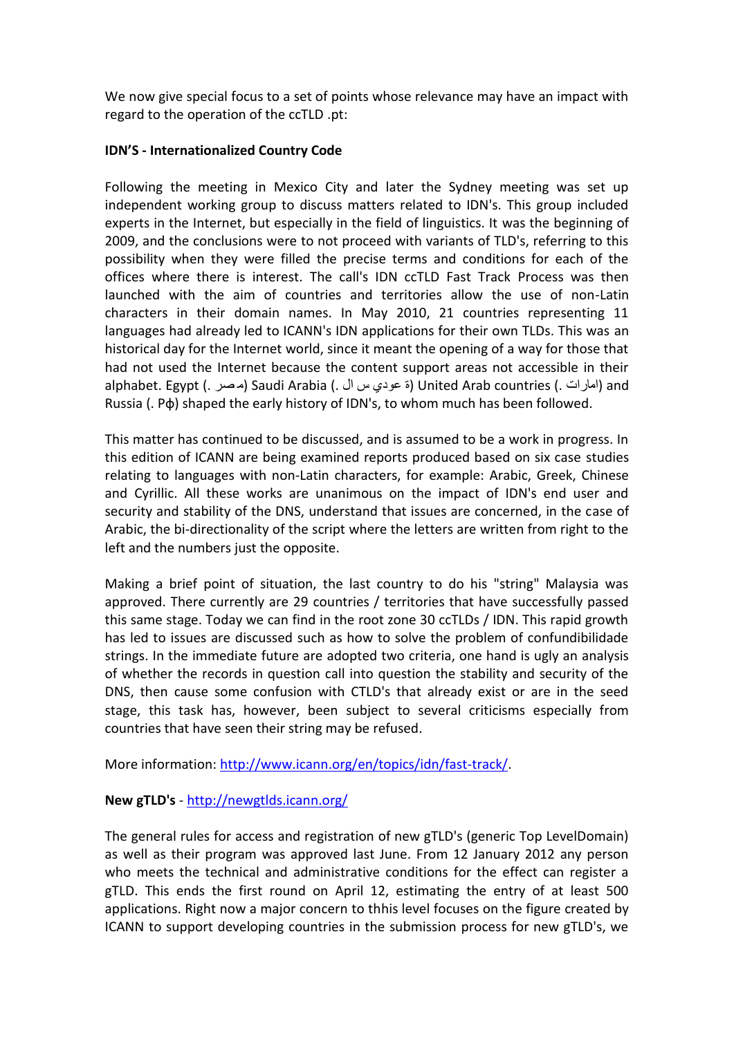We now give special focus to a set of points whose relevance may have an impact with regard to the operation of the ccTLD .pt:

**IDN'S - Internationalized Country Code**

Following the meeting in Mexico City and later the Sydney meeting was set up independent working group to discuss matters related to IDN's. This group included experts in the Internet, but especially in the field of linguistics. It was the beginning of 2009, and the conclusions were to not proceed with variants of TLD's, referring to this possibility when they were filled the precise terms and conditions for each of the offices where there is interest. The call's IDN ccTLD Fast Track Process was then launched with the aim of countries and territories allow the use of non-Latin characters in their domain names. In May 2010, 21 countries representing 11 languages had already led to ICANN's IDN applications for their own TLDs. This was an historical day for the Internet world, since it meant the opening of a way for those that had not used the Internet because the content support areas not accessible in their alphabet. Egypt (. مصر) Saudi Arabia (. ال س عودي ة) United Arab countries (. امارات) and Russia (. Pф) shaped the early history of IDN's, to whom much has been followed.

This matter has continued to be discussed, and is assumed to be a work in progress. In this edition of ICANN are being examined reports produced based on six case studies relating to languages with non-Latin characters, for example: Arabic, Greek, Chinese and Cyrillic. All these works are unanimous on the impact of IDN's end user and security and stability of the DNS, understand that issues are concerned, in the case of Arabic, the bi-directionality of the script where the letters are written from right to the left and the numbers just the opposite.

Making a brief point of situation, the last country to do his "string" Malaysia was approved. There currently are 29 countries / territories that have successfully passed this same stage. Today we can find in the root zone 30 ccTLDs / IDN. This rapid growth has led to issues are discussed such as how to solve the problem of confundibilidade strings. In the immediate future are adopted two criteria, one hand is ugly an analysis of whether the records in question call into question the stability and security of the DNS, then cause some confusion with CTLD's that already exist or are in the seed stage, this task has, however, been subject to several criticisms especially from countries that have seen their string may be refused.

More information: http://www.icann.org/en/topics/idn/fast-track/.

**New gTLD's** - http://newgtlds.icann.org/

The general rules for access and registration of new gTLD's (generic Top LevelDomain) as well as their program was approved last June. From 12 January 2012 any person who meets the technical and administrative conditions for the effect can register a gTLD. This ends the first round on April 12, estimating the entry of at least 500 applications. Right now a major concern to thhis level focuses on the figure created by ICANN to support developing countries in the submission process for new gTLD's, we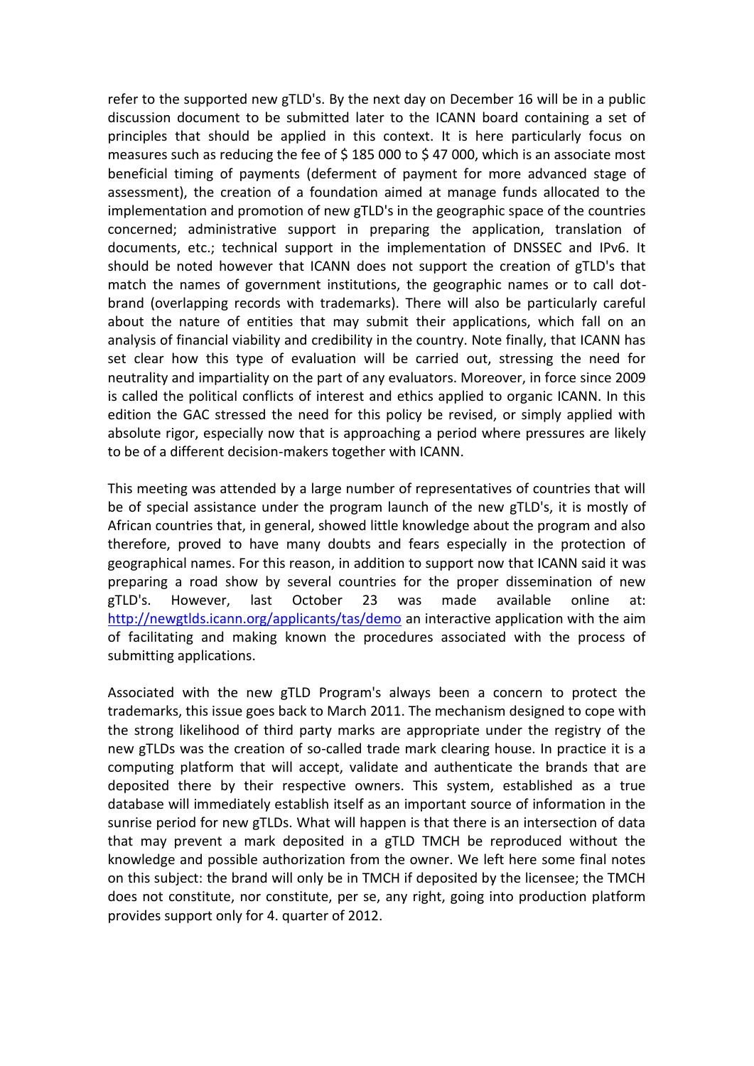refer to the supported new gTLD's. By the next day on December 16 will be in a public discussion document to be submitted later to the ICANN board containing a set of principles that should be applied in this context. It is here particularly focus on measures such as reducing the fee of $ 185 000 to $ 47 000, which is an associate most beneficial timing of payments (deferment of payment for more advanced stage of assessment), the creation of a foundation aimed at manage funds allocated to the implementation and promotion of new gTLD's in the geographic space of the countries concerned; administrative support in preparing the application, translation of documents, etc.; technical support in the implementation of DNSSEC and IPv6. It should be noted however that ICANN does not support the creation of gTLD's that match the names of government institutions, the geographic names or to call dot-brand (overlapping records with trademarks). There will also be particularly careful about the nature of entities that may submit their applications, which fall on an analysis of financial viability and credibility in the country. Note finally, that ICANN has set clear how this type of evaluation will be carried out, stressing the need for neutrality and impartiality on the part of any evaluators. Moreover, in force since 2009 is called the political conflicts of interest and ethics applied to organic ICANN. In this edition the GAC stressed the need for this policy be revised, or simply applied with absolute rigor, especially now that is approaching a period where pressures are likely to be of a different decision-makers together with ICANN.

This meeting was attended by a large number of representatives of countries that will be of special assistance under the program launch of the new gTLD's, it is mostly of African countries that, in general, showed little knowledge about the program and also therefore, proved to have many doubts and fears especially in the protection of geographical names. For this reason, in addition to support now that ICANN said it was preparing a road show by several countries for the proper dissemination of new gTLD's. However, last October 23 was made available online at: [http://newgtlds.icann.org/applicants/tas/demo](http://newgtlds.icann.org/applicants/tas/demo) an interactive application with the aim of facilitating and making known the procedures associated with the process of submitting applications.

Associated with the new gTLD Program's always been a concern to protect the trademarks, this issue goes back to March 2011. The mechanism designed to cope with the strong likelihood of third party marks are appropriate under the registry of the new gTLDs was the creation of so-called trade mark clearing house. In practice it is a computing platform that will accept, validate and authenticate the brands that are deposited there by their respective owners. This system, established as a true database will immediately establish itself as an important source of information in the sunrise period for new gTLDs. What will happen is that there is an intersection of data that may prevent a mark deposited in a gTLD TMCH be reproduced without the knowledge and possible authorization from the owner. We left here some final notes on this subject: the brand will only be in TMCH if deposited by the licensee; the TMCH does not constitute, nor constitute, per se, any right, going into production platform provides support only for 4. quarter of 2012.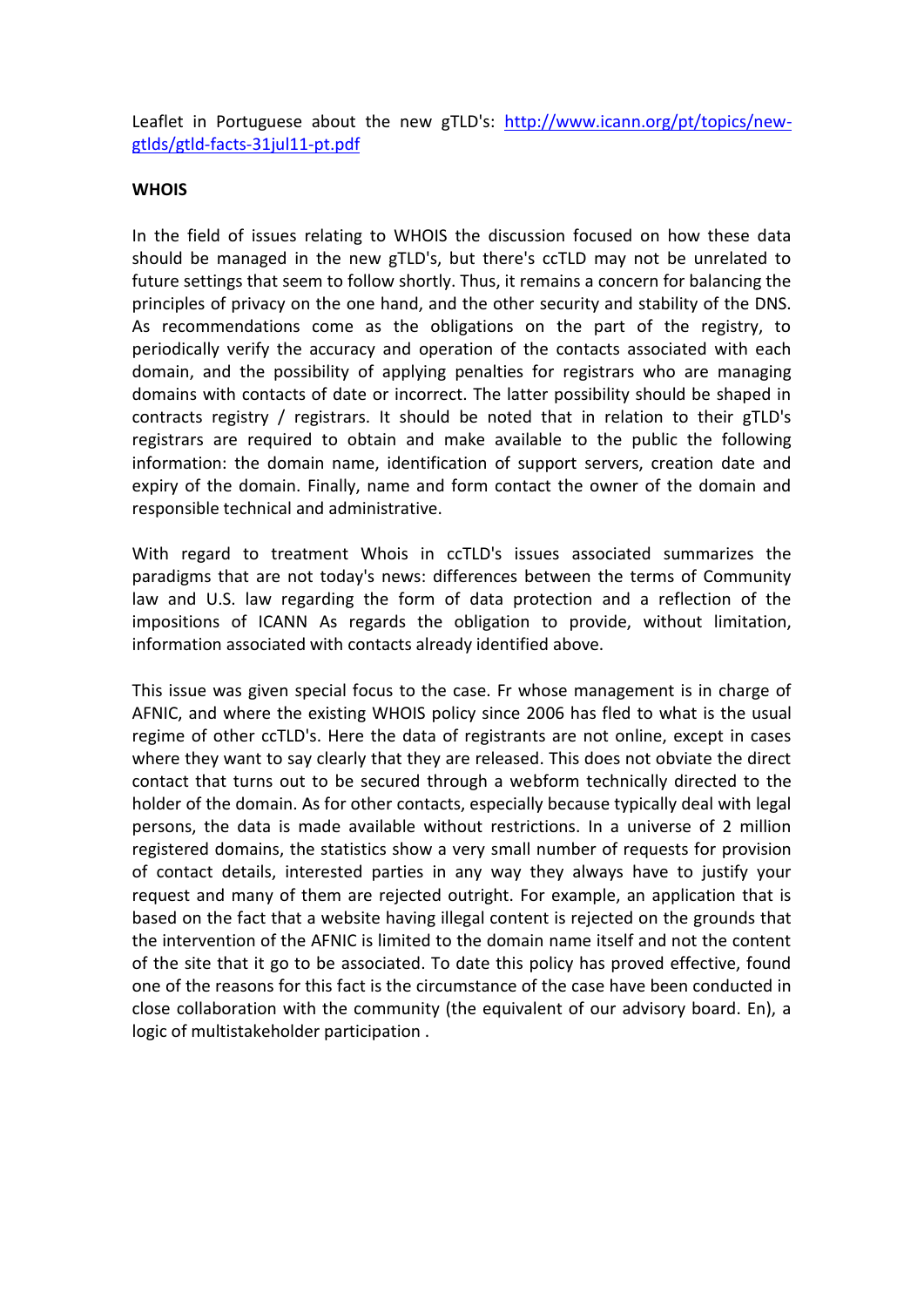Leaflet in Portuguese about the new gTLD's: [http://www.icann.org/pt/topics/new-gtlds/gtld-facts-31jul11-pt.pdf](http://www.icann.org/pt/topics/new-gtlds/gtld-facts-31jul11-pt.pdf)

**WHOIS**

In the field of issues relating to WHOIS the discussion focused on how these data should be managed in the new gTLD's, but there's ccTLD may not be unrelated to future settings that seem to follow shortly. Thus, it remains a concern for balancing the principles of privacy on the one hand, and the other security and stability of the DNS. As recommendations come as the obligations on the part of the registry, to periodically verify the accuracy and operation of the contacts associated with each domain, and the possibility of applying penalties for registrars who are managing domains with contacts of date or incorrect. The latter possibility should be shaped in contracts registry / registrars. It should be noted that in relation to their gTLD's registrars are required to obtain and make available to the public the following information: the domain name, identification of support servers, creation date and expiry of the domain. Finally, name and form contact the owner of the domain and responsible technical and administrative.

With regard to treatment Whois in ccTLD's issues associated summarizes the paradigms that are not today's news: differences between the terms of Community law and U.S. law regarding the form of data protection and a reflection of the impositions of ICANN As regards the obligation to provide, without limitation, information associated with contacts already identified above.

This issue was given special focus to the case. Fr whose management is in charge of AFNIC, and where the existing WHOIS policy since 2006 has fled to what is the usual regime of other ccTLD's. Here the data of registrants are not online, except in cases where they want to say clearly that they are released. This does not obviate the direct contact that turns out to be secured through a webform technically directed to the holder of the domain. As for other contacts, especially because typically deal with legal persons, the data is made available without restrictions. In a universe of 2 million registered domains, the statistics show a very small number of requests for provision of contact details, interested parties in any way they always have to justify your request and many of them are rejected outright. For example, an application that is based on the fact that a website having illegal content is rejected on the grounds that the intervention of the AFNIC is limited to the domain name itself and not the content of the site that it go to be associated. To date this policy has proved effective, found one of the reasons for this fact is the circumstance of the case have been conducted in close collaboration with the community (the equivalent of our advisory board. En), a logic of multistakeholder participation .